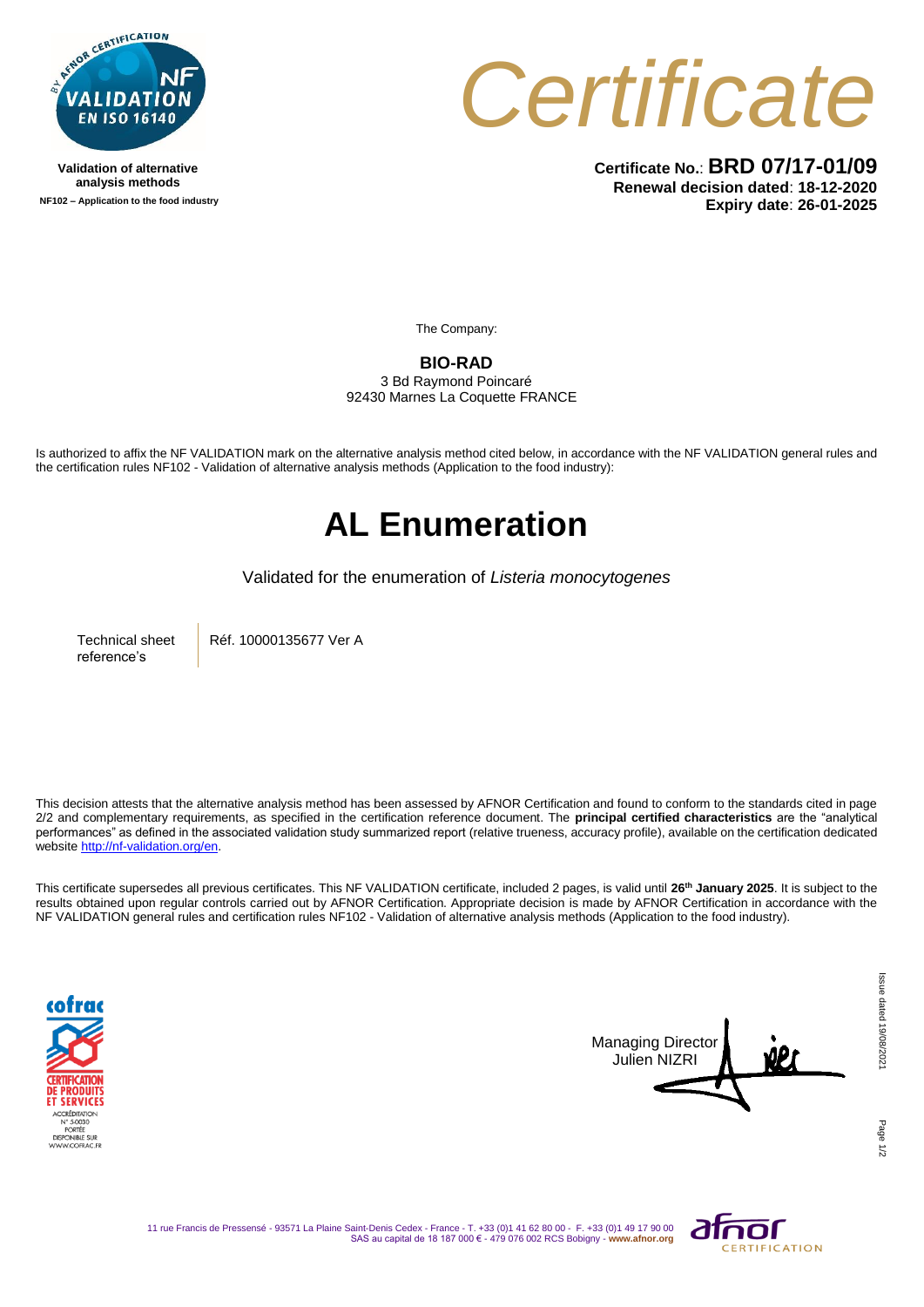Validation of alternative analysis methods
NF102 – Application to the food industry

# Certificate

**Certificate No.**: **BRD 07/17-01/09**
**Renewal decision dated**: **18-12-2020**
**Expiry date**: **26-01-2025**

The Company:

**BIO-RAD**
3 Bd Raymond Poincaré
92430 Marnes La Coquette FRANCE

Is authorized to affix the NF VALIDATION mark on the alternative analysis method cited below, in accordance with the NF VALIDATION general rules and the certification rules NF102 - Validation of alternative analysis methods (Application to the food industry):

# AL Enumeration

Validated for the enumeration of *Listeria monocytogenes*

| Technical sheet reference's | Réf. 10000135677 Ver A |
|---|---|

This decision attests that the alternative analysis method has been assessed by AFNOR Certification and found to conform to the standards cited in page 2/2 and complementary requirements, as specified in the certification reference document. The **principal certified characteristics** are the "analytical performances" as defined in the associated validation study summarized report (relative trueness, accuracy profile), available on the certification dedicated website http://nf-validation.org/en.

This certificate supersedes all previous certificates. This NF VALIDATION certificate, included 2 pages, is valid until **26th January 2025**. It is subject to the results obtained upon regular controls carried out by AFNOR Certification. Appropriate decision is made by AFNOR Certification in accordance with the NF VALIDATION general rules and certification rules NF102 - Validation of alternative analysis methods (Application to the food industry).

Managing Director
Julien NIZRI

Issue dated 19/08/2021

11 rue Francis de Pressensé - 93571 La Plaine Saint-Denis Cedex - France - T. +33 (0)1 41 62 80 00 - F. +33 (0)1 49 17 90 00
SAS au capital de 18 187 000 € - 479 076 002 RCS Bobigny - **www.afnor.org**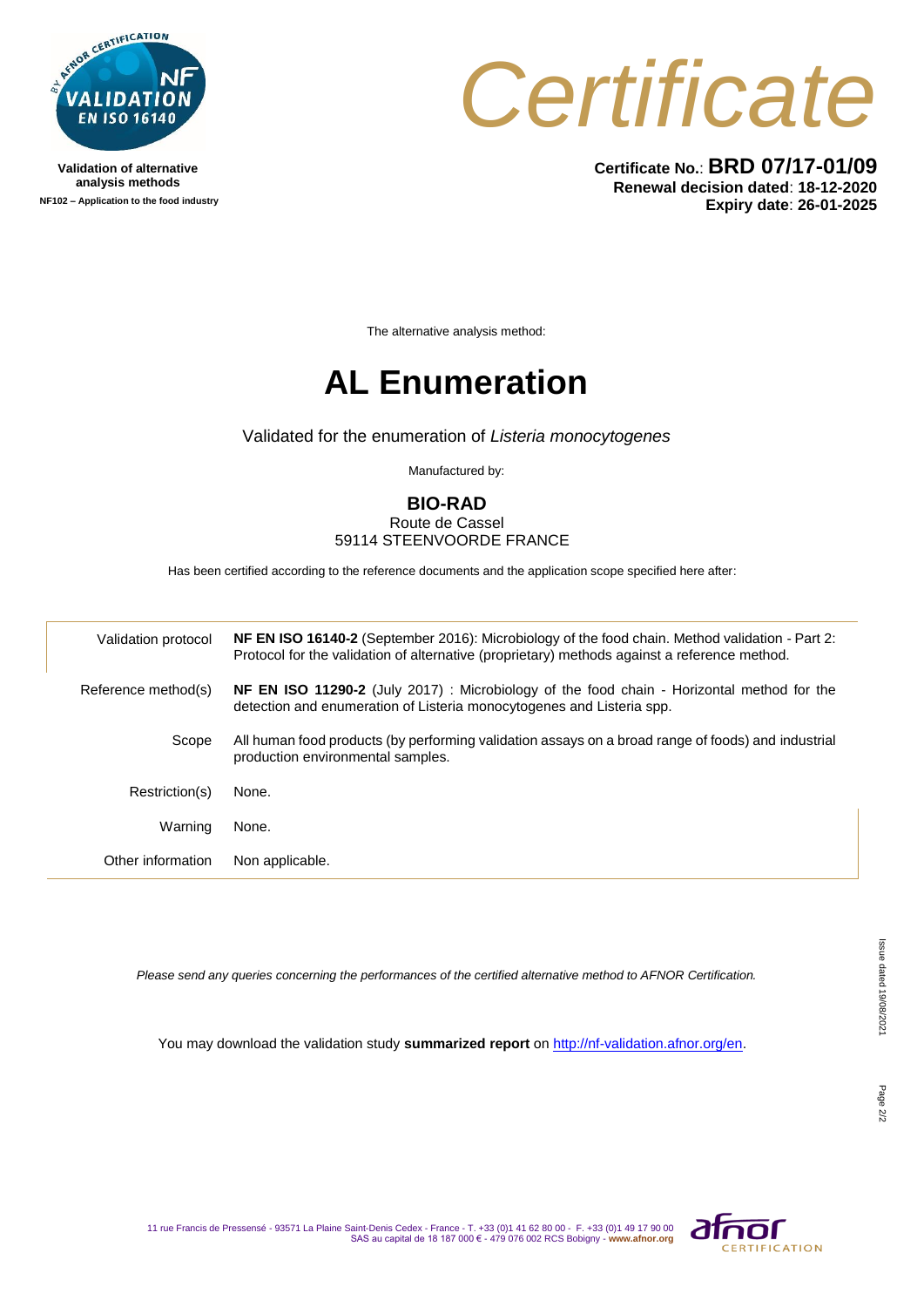**Validation of alternative analysis methods**
**NF102 – Application to the food industry**

# Certificate

**Certificate No.**: **BRD 07/17-01/09**
**Renewal decision dated**: **18-12-2020**
**Expiry date**: **26-01-2025**

The alternative analysis method:

# AL Enumeration

Validated for the enumeration of *Listeria monocytogenes*

Manufactured by:

**BIO-RAD**
Route de Cassel
59114 STEENVOORDE FRANCE

Has been certified according to the reference documents and the application scope specified here after:

| | |
|---|---|
| Validation protocol | **NF EN ISO 16140-2** (September 2016): Microbiology of the food chain. Method validation - Part 2: Protocol for the validation of alternative (proprietary) methods against a reference method. |
| Reference method(s) | **NF EN ISO 11290-2** (July 2017) : Microbiology of the food chain - Horizontal method for the detection and enumeration of Listeria monocytogenes and Listeria spp. |
| Scope | All human food products (by performing validation assays on a broad range of foods) and industrial production environmental samples. |
| Restriction(s) | None. |
| Warning | None. |
| Other information | Non applicable. |

*Please send any queries concerning the performances of the certified alternative method to AFNOR Certification.*

You may download the validation study **summarized report** on http://nf-validation.afnor.org/en.

Issue dated 19/08/2021

11 rue Francis de Pressensé - 93571 La Plaine Saint-Denis Cedex - France - T. +33 (0)1 41 62 80 00 - F. +33 (0)1 49 17 90 00
SAS au capital de 18 187 000 € - 479 076 002 RCS Bobigny - **www.afnor.org**